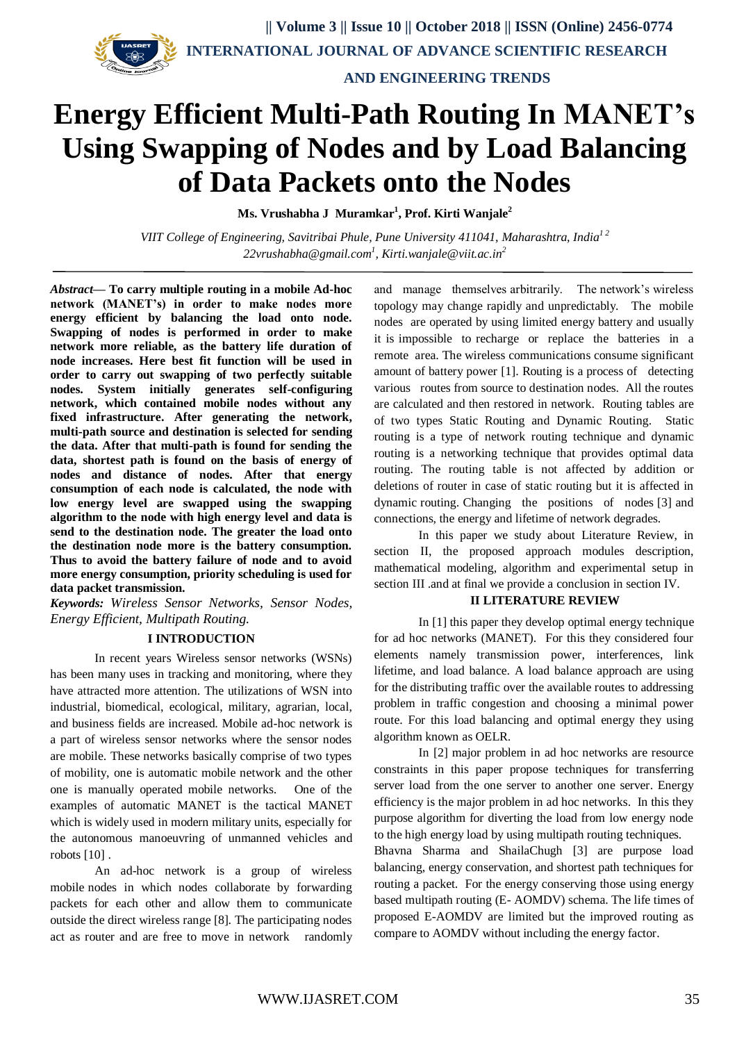# Energy Efficient Multi-Path Routing In MANET's Using Swapping of Nodes and by Load Balancing of Data Packets onto the Nodes

**Ms. Vrushabha J Muramkar[1], Prof. Kirti Wanjale[2]**

*VIIT College of Engineering, Savitribai Phule, Pune University 411041, Maharashtra, India[1 2]*
*22vrushabha@gmail.com[1], Kirti.wanjale@viit.ac.in[2]*

***Abstract*— To carry multiple routing in a mobile Ad-hoc network (MANET's) in order to make nodes more energy efficient by balancing the load onto node. Swapping of nodes is performed in order to make network more reliable, as the battery life duration of node increases. Here best fit function will be used in order to carry out swapping of two perfectly suitable nodes. System initially generates self-configuring network, which contained mobile nodes without any fixed infrastructure. After generating the network, multi-path source and destination is selected for sending the data. After that multi-path is found for sending the data, shortest path is found on the basis of energy of nodes and distance of nodes. After that energy consumption of each node is calculated, the node with low energy level are swapped using the swapping algorithm to the node with high energy level and data is send to the destination node. The greater the load onto the destination node more is the battery consumption. Thus to avoid the battery failure of node and to avoid more energy consumption, priority scheduling is used for data packet transmission.**

***Keywords:*** *Wireless Sensor Networks, Sensor Nodes, Energy Efficient, Multipath Routing.*

## I INTRODUCTION

In recent years Wireless sensor networks (WSNs) has been many uses in tracking and monitoring, where they have attracted more attention. The utilizations of WSN into industrial, biomedical, ecological, military, agrarian, local, and business fields are increased. Mobile ad-hoc network is a part of wireless sensor networks where the sensor nodes are mobile. These networks basically comprise of two types of mobility, one is automatic mobile network and the other one is manually operated mobile networks. One of the examples of automatic MANET is the tactical MANET which is widely used in modern military units, especially for the autonomous manoeuvring of unmanned vehicles and robots [10] .

An ad-hoc network is a group of wireless mobile nodes in which nodes collaborate by forwarding packets for each other and allow them to communicate outside the direct wireless range [8]. The participating nodes act as router and are free to move in network randomly and manage themselves arbitrarily. The network's wireless topology may change rapidly and unpredictably. The mobile nodes are operated by using limited energy battery and usually it is impossible to recharge or replace the batteries in a remote area. The wireless communications consume significant amount of battery power [1]. Routing is a process of detecting various routes from source to destination nodes. All the routes are calculated and then restored in network. Routing tables are of two types Static Routing and Dynamic Routing. Static routing is a type of network routing technique and dynamic routing is a networking technique that provides optimal data routing. The routing table is not affected by addition or deletions of router in case of static routing but it is affected in dynamic routing. Changing the positions of nodes [3] and connections, the energy and lifetime of network degrades.

In this paper we study about Literature Review, in section II, the proposed approach modules description, mathematical modeling, algorithm and experimental setup in section III .and at final we provide a conclusion in section IV.

## II LITERATURE REVIEW

In [1] this paper they develop optimal energy technique for ad hoc networks (MANET). For this they considered four elements namely transmission power, interferences, link lifetime, and load balance. A load balance approach are using for the distributing traffic over the available routes to addressing problem in traffic congestion and choosing a minimal power route. For this load balancing and optimal energy they using algorithm known as OELR.

In [2] major problem in ad hoc networks are resource constraints in this paper propose techniques for transferring server load from the one server to another one server. Energy efficiency is the major problem in ad hoc networks. In this they purpose algorithm for diverting the load from low energy node to the high energy load by using multipath routing techniques.

Bhavna Sharma and ShailaChugh [3] are purpose load balancing, energy conservation, and shortest path techniques for routing a packet. For the energy conserving those using energy based multipath routing (E- AOMDV) schema. The life times of proposed E-AOMDV are limited but the improved routing as compare to AOMDV without including the energy factor.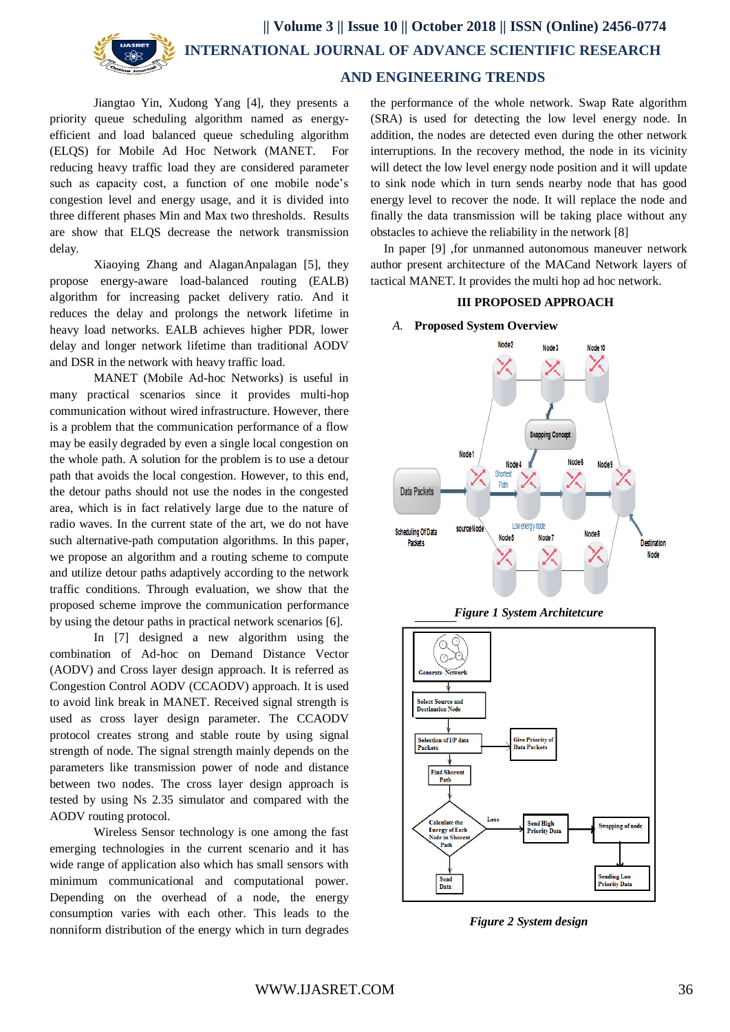Jiangtao Yin, Xudong Yang [4], they presents a priority queue scheduling algorithm named as energy-efficient and load balanced queue scheduling algorithm (ELQS) for Mobile Ad Hoc Network (MANET. For reducing heavy traffic load they are considered parameter such as capacity cost, a function of one mobile node's congestion level and energy usage, and it is divided into three different phases Min and Max two thresholds. Results are show that ELQS decrease the network transmission delay.

Xiaoying Zhang and AlaganAnpalagan [5], they propose energy-aware load-balanced routing (EALB) algorithm for increasing packet delivery ratio. And it reduces the delay and prolongs the network lifetime in heavy load networks. EALB achieves higher PDR, lower delay and longer network lifetime than traditional AODV and DSR in the network with heavy traffic load.

MANET (Mobile Ad-hoc Networks) is useful in many practical scenarios since it provides multi-hop communication without wired infrastructure. However, there is a problem that the communication performance of a flow may be easily degraded by even a single local congestion on the whole path. A solution for the problem is to use a detour path that avoids the local congestion. However, to this end, the detour paths should not use the nodes in the congested area, which is in fact relatively large due to the nature of radio waves. In the current state of the art, we do not have such alternative-path computation algorithms. In this paper, we propose an algorithm and a routing scheme to compute and utilize detour paths adaptively according to the network traffic conditions. Through evaluation, we show that the proposed scheme improve the communication performance by using the detour paths in practical network scenarios [6].

In [7] designed a new algorithm using the combination of Ad-hoc on Demand Distance Vector (AODV) and Cross layer design approach. It is referred as Congestion Control AODV (CCAODV) approach. It is used to avoid link break in MANET. Received signal strength is used as cross layer design parameter. The CCAODV protocol creates strong and stable route by using signal strength of node. The signal strength mainly depends on the parameters like transmission power of node and distance between two nodes. The cross layer design approach is tested by using Ns 2.35 simulator and compared with the AODV routing protocol.

Wireless Sensor technology is one among the fast emerging technologies in the current scenario and it has wide range of application also which has small sensors with minimum communicational and computational power. Depending on the overhead of a node, the energy consumption varies with each other. This leads to the nonniform distribution of the energy which in turn degrades the performance of the whole network. Swap Rate algorithm (SRA) is used for detecting the low level energy node. In addition, the nodes are detected even during the other network interruptions. In the recovery method, the node in its vicinity will detect the low level energy node position and it will update to sink node which in turn sends nearby node that has good energy level to recover the node. It will replace the node and finally the data transmission will be taking place without any obstacles to achieve the reliability in the network [8]

In paper [9] ,for unmanned autonomous maneuver network author present architecture of the MACand Network layers of tactical MANET. It provides the multi hop ad hoc network.

## III PROPOSED APPROACH

### A. Proposed System Overview

*Figure 1 System Architetcure*

*Figure 2 System design*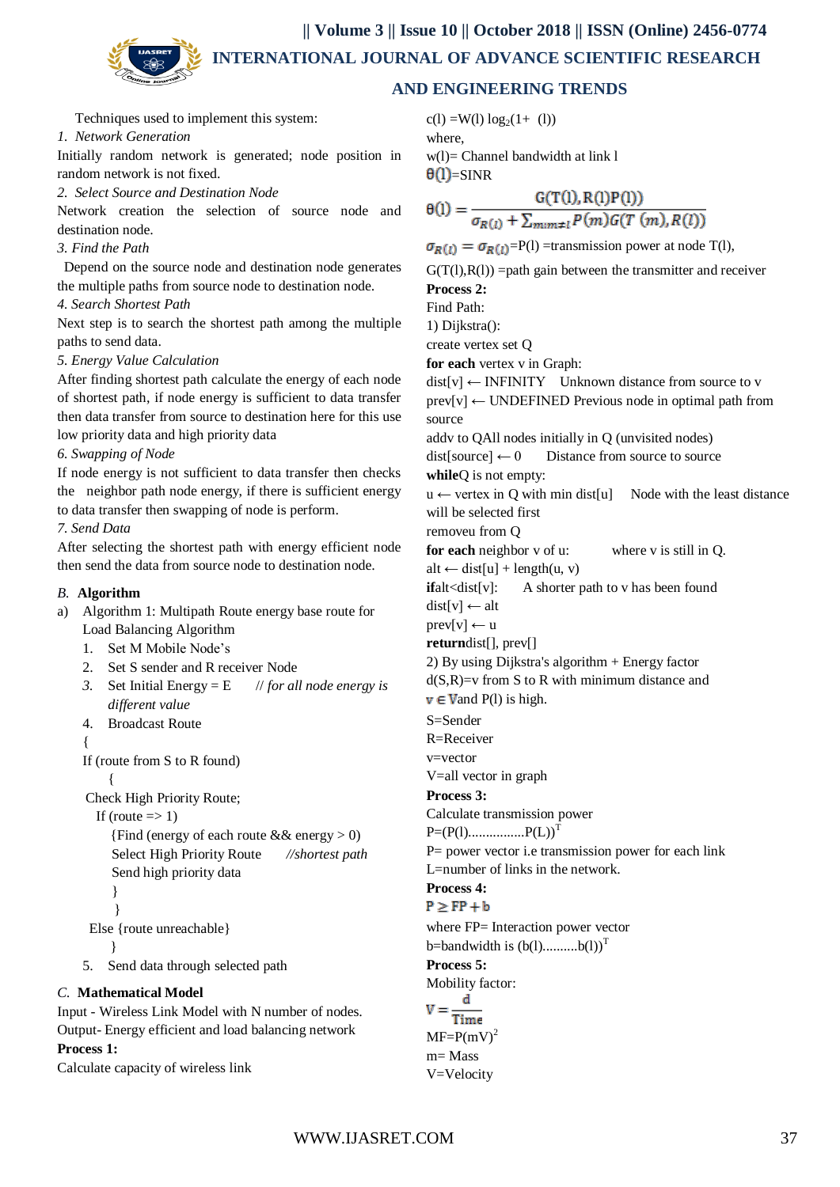Techniques used to implement this system:

*1. Network Generation*

Initially random network is generated; node position in random network is not fixed.

*2. Select Source and Destination Node*

Network creation the selection of source node and destination node.

*3. Find the Path*

Depend on the source node and destination node generates the multiple paths from source node to destination node.

*4. Search Shortest Path*

Next step is to search the shortest path among the multiple paths to send data.

*5. Energy Value Calculation*

After finding shortest path calculate the energy of each node of shortest path, if node energy is sufficient to data transfer then data transfer from source to destination here for this use low priority data and high priority data

*6. Swapping of Node*

If node energy is not sufficient to data transfer then checks the neighbor path node energy, if there is sufficient energy to data transfer then swapping of node is perform.

*7. Send Data*

After selecting the shortest path with energy efficient node then send the data from source node to destination node.

### *B.* Algorithm

a) Algorithm 1: Multipath Route energy base route for Load Balancing Algorithm

1. Set M Mobile Node's
2. Set S sender and R receiver Node
3. Set Initial Energy = E // *for all node energy is different value*
4. Broadcast Route

```
{
If (route from S to R found)
    {
 Check High Priority Route;
   If (route => 1)
      {Find (energy of each route && energy > 0)
      Select High Priority Route    //shortest path
      Send high priority data
      }
     }
 Else {route unreachable}
    }
```

5. Send data through selected path

### *C.* Mathematical Model

Input - Wireless Link Model with N number of nodes.

Output- Energy efficient and load balancing network

**Process 1:**

Calculate capacity of wireless link

$c(l) = W(l)\log_2(1+ (l))$

where,

$w(l)$= Channel bandwidth at link l

$\theta(l)$=SINR

$$\theta(l) = \frac{G(T(l),R(l)P(l))}{\sigma_{R(l)} + \sum_{m:m\neq l} P(m)G(T(m),R(l))}$$

$\sigma_{R(l)} = \sigma_{R(l)}$=P(l) =transmission power at node T(l),

G(T(l),R(l)) =path gain between the transmitter and receiver

**Process 2:**

Find Path:

1) Dijkstra():

create vertex set Q

**for each** vertex v in Graph:

dist[v] ← INFINITY Unknown distance from source to v

prev[v] ← UNDEFINED Previous node in optimal path from source

addv to QAll nodes initially in Q (unvisited nodes)

dist[source] ← 0 Distance from source to source

**while**Q is not empty:

u ← vertex in Q with min dist[u] Node with the least distance will be selected first

removeu from Q

**for each** neighbor v of u: where v is still in Q.

alt ← dist[u] + length(u, v)

**if**alt<dist[v]: A shorter path to v has been found

dist[v] ← alt

prev[v] ← u

**return**dist[], prev[]

2) By using Dijkstra's algorithm + Energy factor

d(S,R)=v from S to R with minimum distance and $v \in V$and P(l) is high.

S=Sender

R=Receiver

v=vector

V=all vector in graph

**Process 3:**

Calculate transmission power

$P=(P(l)................P(L))^T$

P= power vector i.e transmission power for each link

L=number of links in the network.

**Process 4:**

$P \geq FP + b$

where FP= Interaction power vector

b=bandwidth is $(b(l)..........b(l))^T$

**Process 5:**

Mobility factor:

$$V = \frac{d}{Time}$$

$MF=P(mV)^2$

m= Mass

V=Velocity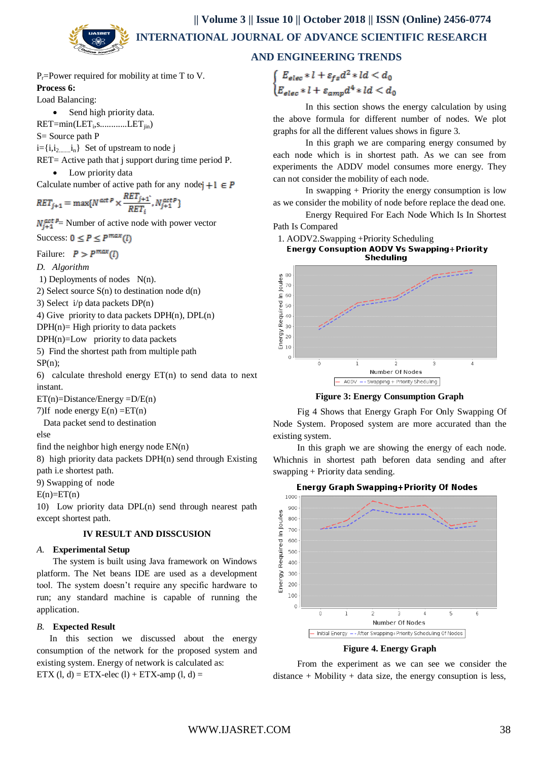$P_r$=Power required for mobility at time T to V.

**Process 6:**

Load Balancing:

- Send high priority data.

RET=min($LET_i$,s............$LET_{jin}$)

S= Source path P

i={$i,i_2$.......$i_n$} Set of upstream to node j

RET= Active path that j support during time period P.

- Low priority data

Calculate number of active path for any node $j+1 \in P$

$$RET_{j+1} = \max\{N^{act\,P} \times \frac{RET_{j+1}}{RET_i}, N_{j+1}^{act\,P}\}$$

$N_{j+1}^{act\,P}$= Number of active node with power vector

Success: $0 \leq P \leq P^{max}(l)$

Failure: $P > P^{max}(l)$

*D. Algorithm*

1) Deployments of nodes N(n).

2) Select source S(n) to destination node d(n)

3) Select i/p data packets DP(n)

4) Give priority to data packets DPH(n), DPL(n)

DPH(n)= High priority to data packets

DPH(n)=Low priority to data packets

5) Find the shortest path from multiple path

SP(n);

6) calculate threshold energy ET(n) to send data to next instant.

ET(n)=Distance/Energy =D/E(n)

7)If node energy E(n) =ET(n)

Data packet send to destination

else

find the neighbor high energy node EN(n)

8) high priority data packets DPH(n) send through Existing path i.e shortest path.

9) Swapping of node

E(n)=ET(n)

10) Low priority data DPL(n) send through nearest path except shortest path.

## IV RESULT AND DISSCUSION

### *A.* Experimental Setup

The system is built using Java framework on Windows platform. The Net beans IDE are used as a development tool. The system doesn't require any specific hardware to run; any standard machine is capable of running the application.

### *B.* Expected Result

In this section we discussed about the energy consumption of the network for the proposed system and existing system. Energy of network is calculated as:

ETX (l, d) = ETX-elec (l) + ETX-amp (l, d) =

$$\begin{cases} E_{elec} * l + \varepsilon_{fs} d^2 * ld < d_0 \\ E_{elec} * l + \varepsilon_{amp} d^4 * ld < d_0 \end{cases}$$

In this section shows the energy calculation by using the above formula for different number of nodes. We plot graphs for all the different values shows in figure 3.

In this graph we are comparing energy consumed by each node which is in shortest path. As we can see from experiments the ADDV model consumes more energy. They can not consider the mobility of each node.

In swapping + Priority the energy consumption is low as we consider the mobility of node before replace the dead one.

Energy Required For Each Node Which Is In Shortest Path Is Compared

1. AODV2.Swapping +Priority Scheduling

**Figure 3: Energy Consumption Graph**

Fig 4 Shows that Energy Graph For Only Swapping Of Node System. Proposed system are more accurated than the existing system.

In this graph we are showing the energy of each node. Whichnis in shortest path beforen data sending and after swapping + Priority data sending.

**Figure 4. Energy Graph**

From the experiment as we can see we consider the distance + Mobility + data size, the energy consuption is less,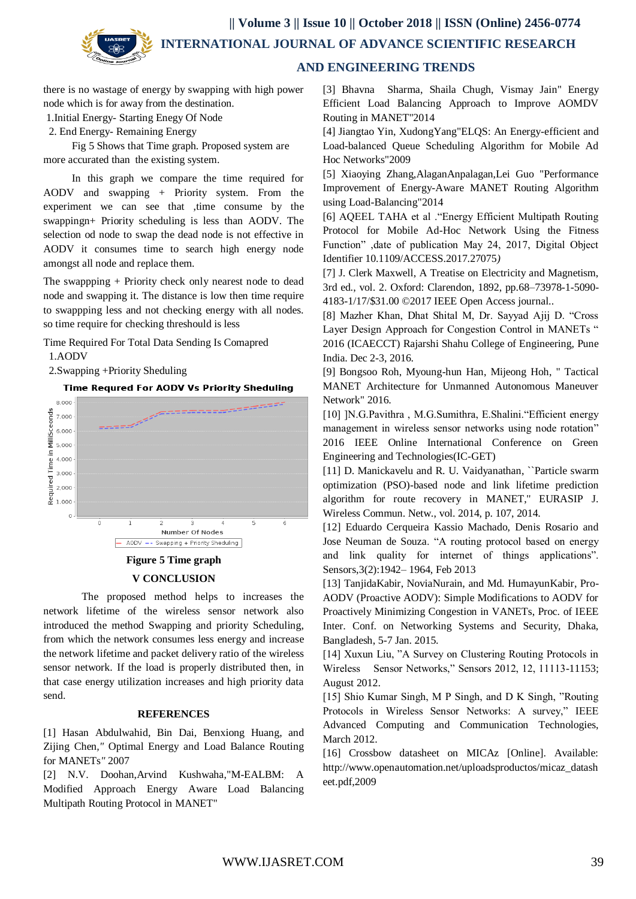there is no wastage of energy by swapping with high power node which is for away from the destination.

1.Initial Energy- Starting Enegy Of Node

2. End Energy- Remaining Energy

Fig 5 Shows that Time graph. Proposed system are more accurated than the existing system.

In this graph we compare the time required for AODV and swapping + Priority system. From the experiment we can see that ,time consume by the swappingn+ Priority scheduling is less than AODV. The selection od node to swap the dead node is not effective in AODV it consumes time to search high energy node amongst all node and replace them.

The swappping + Priority check only nearest node to dead node and swapping it. The distance is low then time require to swappping less and not checking energy with all nodes. so time require for checking threshould is less

Time Required For Total Data Sending Is Comapred

1.AODV

2.Swapping +Priority Sheduling

Time Requred For AODV Vs Priority Sheduling

Required Time in MilliSceonds

8,000
7,000
6,000
5,000
4,000
3,000
2,000
1,000
0

0 1 2 3 4 5 6

Number Of Nodes

AODV — Swapping + Priority Sheduling

**Figure 5 Time graph**

## V CONCLUSION

The proposed method helps to increases the network lifetime of the wireless sensor network also introduced the method Swapping and priority Scheduling, from which the network consumes less energy and increase the network lifetime and packet delivery ratio of the wireless sensor network. If the load is properly distributed then, in that case energy utilization increases and high priority data send.

## REFERENCES

[1] Hasan Abdulwahid, Bin Dai, Benxiong Huang, and Zijing Chen," Optimal Energy and Load Balance Routing for MANETs" 2007

[2] N.V. Doohan,Arvind Kushwaha,"M-EALBM: A Modified Approach Energy Aware Load Balancing Multipath Routing Protocol in MANET"

[3] Bhavna Sharma, Shaila Chugh, Vismay Jain" Energy Efficient Load Balancing Approach to Improve AOMDV Routing in MANET"2014

[4] Jiangtao Yin, XudongYang"ELQS: An Energy-efficient and Load-balanced Queue Scheduling Algorithm for Mobile Ad Hoc Networks"2009

[5] Xiaoying Zhang,AlaganAnpalagan,Lei Guo "Performance Improvement of Energy-Aware MANET Routing Algorithm using Load-Balancing"2014

[6] AQEEL TAHA et al ."Energy Efficient Multipath Routing Protocol for Mobile Ad-Hoc Network Using the Fitness Function" ,date of publication May 24, 2017, Digital Object Identifier 10.1109/ACCESS.2017.27075*)*

[7] J. Clerk Maxwell, A Treatise on Electricity and Magnetism, 3rd ed., vol. 2. Oxford: Clarendon, 1892, pp.68–73978-1-5090-4183-1/17/$31.00 ©2017 IEEE Open Access journal..

[8] Mazher Khan, Dhat Shital M, Dr. Sayyad Ajij D. "Cross Layer Design Approach for Congestion Control in MANETs " 2016 (ICAECCT) Rajarshi Shahu College of Engineering, Pune India. Dec 2-3, 2016.

[9] Bongsoo Roh, Myoung-hun Han, Mijeong Hoh, " Tactical MANET Architecture for Unmanned Autonomous Maneuver Network" 2016.

[10] ]N.G.Pavithra , M.G.Sumithra, E.Shalini."Efficient energy management in wireless sensor networks using node rotation" 2016 IEEE Online International Conference on Green Engineering and Technologies(IC-GET)

[11] D. Manickavelu and R. U. Vaidyanathan, ``Particle swarm optimization (PSO)-based node and link lifetime prediction algorithm for route recovery in MANET,'' EURASIP J. Wireless Commun. Netw., vol. 2014, p. 107, 2014.

[12] Eduardo Cerqueira Kassio Machado, Denis Rosario and Jose Neuman de Souza. "A routing protocol based on energy and link quality for internet of things applications". Sensors,3(2):1942– 1964, Feb 2013

[13] TanjidaKabir, NoviaNurain, and Md. HumayunKabir, Pro-AODV (Proactive AODV): Simple Modifications to AODV for Proactively Minimizing Congestion in VANETs, Proc. of IEEE Inter. Conf. on Networking Systems and Security, Dhaka, Bangladesh, 5-7 Jan. 2015.

[14] Xuxun Liu, "A Survey on Clustering Routing Protocols in Wireless Sensor Networks," Sensors 2012, 12, 11113-11153; August 2012.

[15] Shio Kumar Singh, M P Singh, and D K Singh, "Routing Protocols in Wireless Sensor Networks: A survey," IEEE Advanced Computing and Communication Technologies, March 2012.

[16] Crossbow datasheet on MICAz [Online]. Available: http://www.openautomation.net/uploadsproductos/micaz_datasheet.pdf,2009